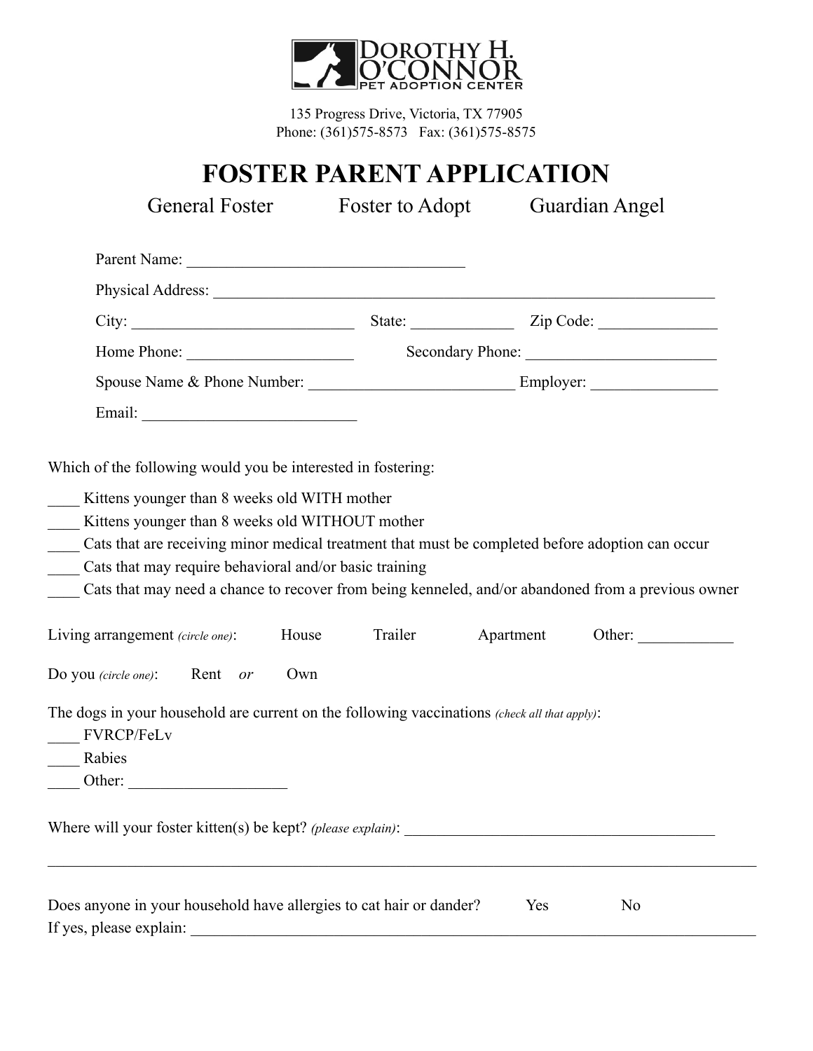DOROTHY H. O'CONNOR PET ADOPTION CENTER

135 Progress Drive, Victoria, TX 77905
Phone: (361)575-8573 Fax: (361)575-8575

# FOSTER PARENT APPLICATION

General Foster Foster to Adopt Guardian Angel

Parent Name: ___________________________________

Physical Address: ___________________________________________________________________

City: ___________________________ State: _____________ Zip Code: _______________

Home Phone: _____________________ Secondary Phone: ________________________

Spouse Name & Phone Number: __________________________ Employer: ________________

Email: __________________________

Which of the following would you be interested in fostering:

____ Kittens younger than 8 weeks old WITH mother
____ Kittens younger than 8 weeks old WITHOUT mother
____ Cats that are receiving minor medical treatment that must be completed before adoption can occur
____ Cats that may require behavioral and/or basic training
____ Cats that may need a chance to recover from being kenneled, and/or abandoned from a previous owner

Living arrangement *(circle one)*: House Trailer Apartment Other: ____________

Do you *(circle one)*: Rent *or* Own

The dogs in your household are current on the following vaccinations *(check all that apply)*:
____ FVRCP/FeLv
____ Rabies
____ Other: ___________________

Where will your foster kitten(s) be kept? *(please explain)*: ________________________________________

______________________________________________________________________________________________

Does anyone in your household have allergies to cat hair or dander? Yes No
If yes, please explain: ______________________________________________________________________________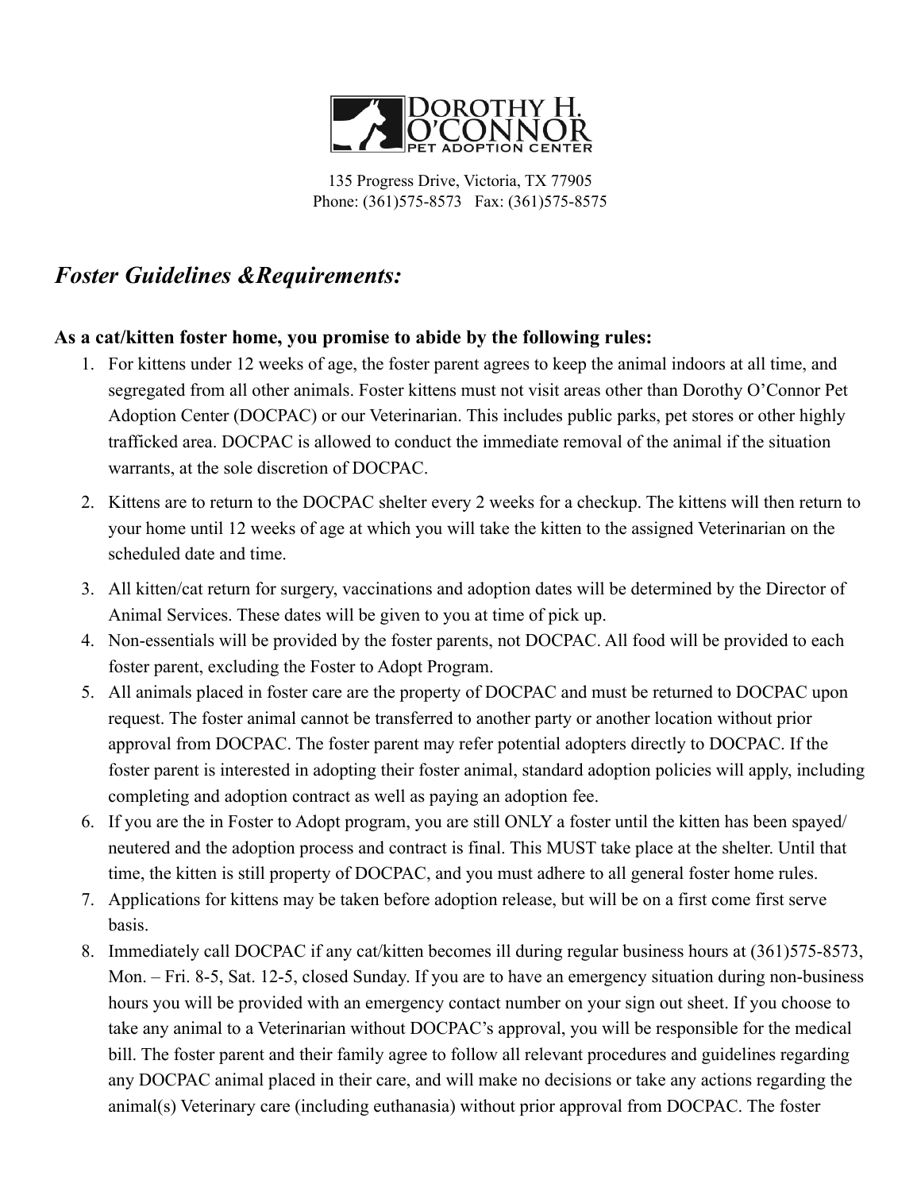**DOROTHY H. O'CONNOR**
PET ADOPTION CENTER

135 Progress Drive, Victoria, TX 77905
Phone: (361)575-8573   Fax: (361)575-8575

## *Foster Guidelines &Requirements:*

### As a cat/kitten foster home, you promise to abide by the following rules:

1. For kittens under 12 weeks of age, the foster parent agrees to keep the animal indoors at all time, and segregated from all other animals. Foster kittens must not visit areas other than Dorothy O'Connor Pet Adoption Center (DOCPAC) or our Veterinarian. This includes public parks, pet stores or other highly trafficked area. DOCPAC is allowed to conduct the immediate removal of the animal if the situation warrants, at the sole discretion of DOCPAC.
2. Kittens are to return to the DOCPAC shelter every 2 weeks for a checkup. The kittens will then return to your home until 12 weeks of age at which you will take the kitten to the assigned Veterinarian on the scheduled date and time.
3. All kitten/cat return for surgery, vaccinations and adoption dates will be determined by the Director of Animal Services. These dates will be given to you at time of pick up.
4. Non-essentials will be provided by the foster parents, not DOCPAC. All food will be provided to each foster parent, excluding the Foster to Adopt Program.
5. All animals placed in foster care are the property of DOCPAC and must be returned to DOCPAC upon request. The foster animal cannot be transferred to another party or another location without prior approval from DOCPAC. The foster parent may refer potential adopters directly to DOCPAC. If the foster parent is interested in adopting their foster animal, standard adoption policies will apply, including completing and adoption contract as well as paying an adoption fee.
6. If you are the in Foster to Adopt program, you are still ONLY a foster until the kitten has been spayed/neutered and the adoption process and contract is final. This MUST take place at the shelter. Until that time, the kitten is still property of DOCPAC, and you must adhere to all general foster home rules.
7. Applications for kittens may be taken before adoption release, but will be on a first come first serve basis.
8. Immediately call DOCPAC if any cat/kitten becomes ill during regular business hours at (361)575-8573, Mon. – Fri. 8-5, Sat. 12-5, closed Sunday. If you are to have an emergency situation during non-business hours you will be provided with an emergency contact number on your sign out sheet. If you choose to take any animal to a Veterinarian without DOCPAC's approval, you will be responsible for the medical bill. The foster parent and their family agree to follow all relevant procedures and guidelines regarding any DOCPAC animal placed in their care, and will make no decisions or take any actions regarding the animal(s) Veterinary care (including euthanasia) without prior approval from DOCPAC. The foster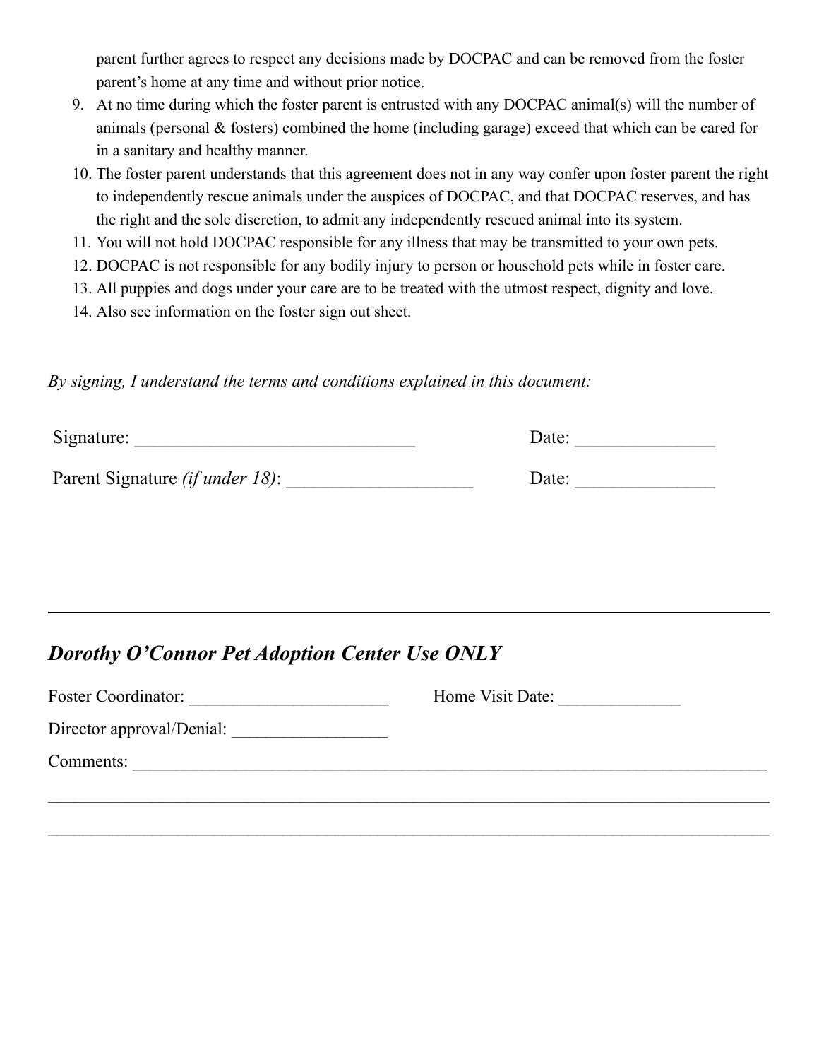parent further agrees to respect any decisions made by DOCPAC and can be removed from the foster parent's home at any time and without prior notice.

9. At no time during which the foster parent is entrusted with any DOCPAC animal(s) will the number of animals (personal & fosters) combined the home (including garage) exceed that which can be cared for in a sanitary and healthy manner.
10. The foster parent understands that this agreement does not in any way confer upon foster parent the right to independently rescue animals under the auspices of DOCPAC, and that DOCPAC reserves, and has the right and the sole discretion, to admit any independently rescued animal into its system.
11. You will not hold DOCPAC responsible for any illness that may be transmitted to your own pets.
12. DOCPAC is not responsible for any bodily injury to person or household pets while in foster care.
13. All puppies and dogs under your care are to be treated with the utmost respect, dignity and love.
14. Also see information on the foster sign out sheet.

*By signing, I understand the terms and conditions explained in this document:*

Signature: ______________________________ Date: _______________

Parent Signature *(if under 18)*: ____________________ Date: _______________

---

## *Dorothy O'Connor Pet Adoption Center Use ONLY*

Foster Coordinator: ______________________ Home Visit Date: _____________

Director approval/Denial: _________________

Comments: ______________________________________________________________________

_______________________________________________________________________________

_______________________________________________________________________________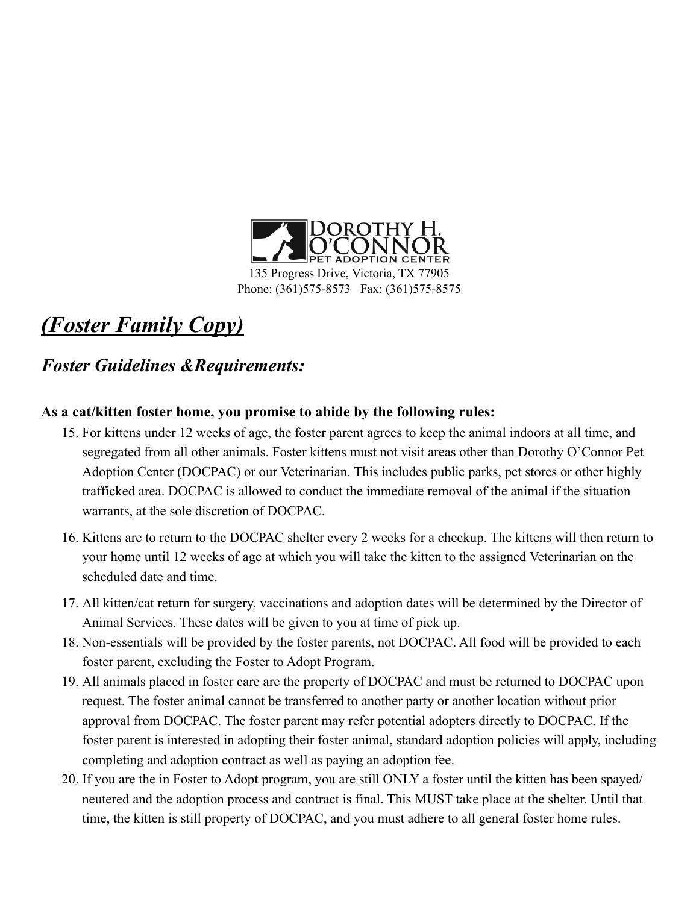DOROTHY H. O'CONNOR PET ADOPTION CENTER

135 Progress Drive, Victoria, TX 77905

Phone: (361)575-8573 Fax: (361)575-8575

# *(Foster Family Copy)*

## *Foster Guidelines &Requirements:*

**As a cat/kitten foster home, you promise to abide by the following rules:**

15. For kittens under 12 weeks of age, the foster parent agrees to keep the animal indoors at all time, and segregated from all other animals. Foster kittens must not visit areas other than Dorothy O'Connor Pet Adoption Center (DOCPAC) or our Veterinarian. This includes public parks, pet stores or other highly trafficked area. DOCPAC is allowed to conduct the immediate removal of the animal if the situation warrants, at the sole discretion of DOCPAC.
16. Kittens are to return to the DOCPAC shelter every 2 weeks for a checkup. The kittens will then return to your home until 12 weeks of age at which you will take the kitten to the assigned Veterinarian on the scheduled date and time.
17. All kitten/cat return for surgery, vaccinations and adoption dates will be determined by the Director of Animal Services. These dates will be given to you at time of pick up.
18. Non-essentials will be provided by the foster parents, not DOCPAC. All food will be provided to each foster parent, excluding the Foster to Adopt Program.
19. All animals placed in foster care are the property of DOCPAC and must be returned to DOCPAC upon request. The foster animal cannot be transferred to another party or another location without prior approval from DOCPAC. The foster parent may refer potential adopters directly to DOCPAC. If the foster parent is interested in adopting their foster animal, standard adoption policies will apply, including completing and adoption contract as well as paying an adoption fee.
20. If you are the in Foster to Adopt program, you are still ONLY a foster until the kitten has been spayed/neutered and the adoption process and contract is final. This MUST take place at the shelter. Until that time, the kitten is still property of DOCPAC, and you must adhere to all general foster home rules.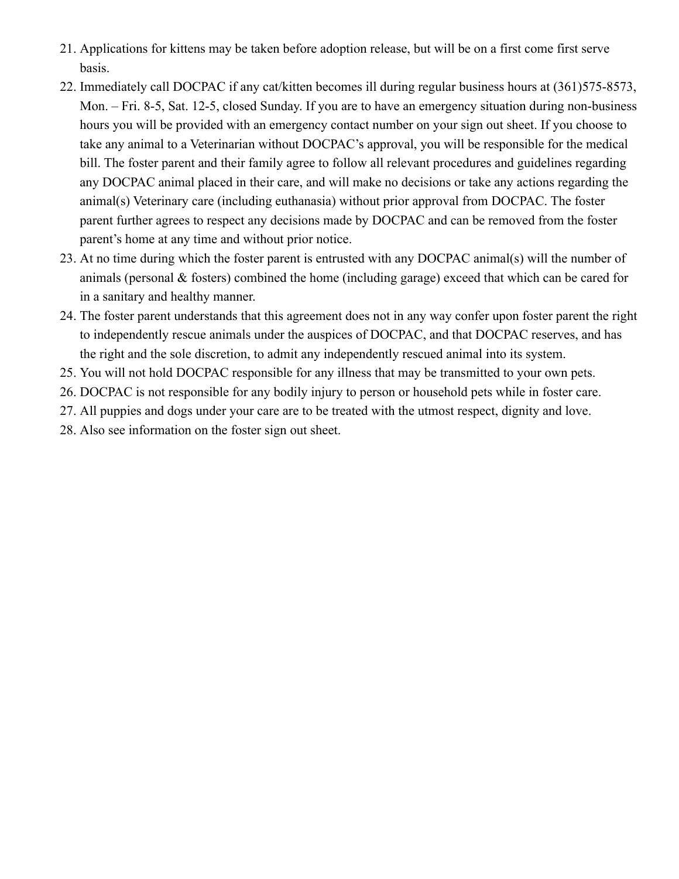21. Applications for kittens may be taken before adoption release, but will be on a first come first serve basis.
22. Immediately call DOCPAC if any cat/kitten becomes ill during regular business hours at (361)575-8573, Mon. – Fri. 8-5, Sat. 12-5, closed Sunday. If you are to have an emergency situation during non-business hours you will be provided with an emergency contact number on your sign out sheet. If you choose to take any animal to a Veterinarian without DOCPAC's approval, you will be responsible for the medical bill. The foster parent and their family agree to follow all relevant procedures and guidelines regarding any DOCPAC animal placed in their care, and will make no decisions or take any actions regarding the animal(s) Veterinary care (including euthanasia) without prior approval from DOCPAC. The foster parent further agrees to respect any decisions made by DOCPAC and can be removed from the foster parent's home at any time and without prior notice.
23. At no time during which the foster parent is entrusted with any DOCPAC animal(s) will the number of animals (personal & fosters) combined the home (including garage) exceed that which can be cared for in a sanitary and healthy manner.
24. The foster parent understands that this agreement does not in any way confer upon foster parent the right to independently rescue animals under the auspices of DOCPAC, and that DOCPAC reserves, and has the right and the sole discretion, to admit any independently rescued animal into its system.
25. You will not hold DOCPAC responsible for any illness that may be transmitted to your own pets.
26. DOCPAC is not responsible for any bodily injury to person or household pets while in foster care.
27. All puppies and dogs under your care are to be treated with the utmost respect, dignity and love.
28. Also see information on the foster sign out sheet.